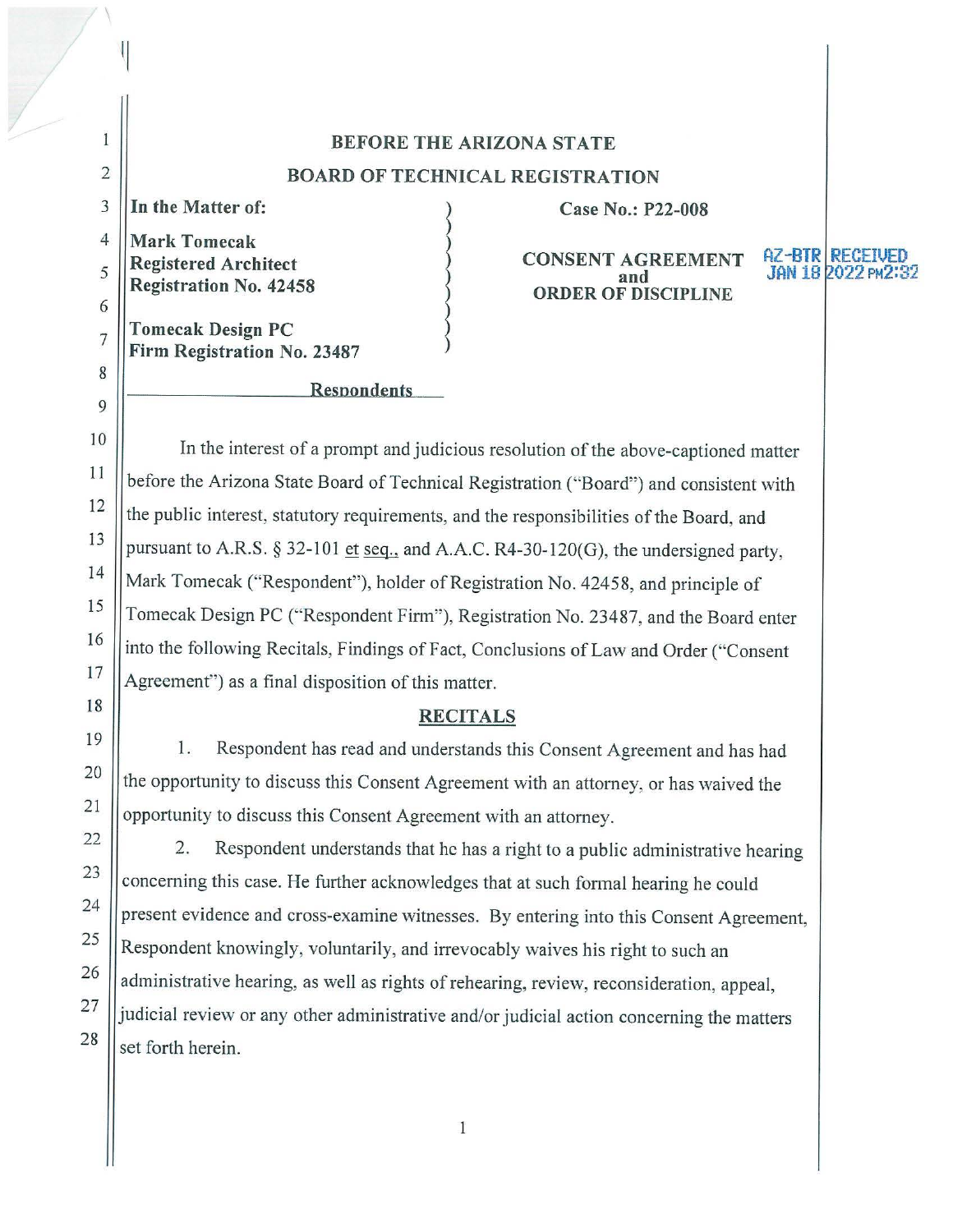## BEFORE THE ARIZONA STATE
## BOARD OF TECHNICAL REGISTRATION

**In the Matter of:**

**Mark Tomecak**
**Registered Architect**
**Registration No. 42458**

**Tomecak Design PC**
**Firm Registration No. 23487**

**Respondents**

**Case No.: P22-008**

**CONSENT AGREEMENT and ORDER OF DISCIPLINE**

AZ-BTR RECEIVED JAN 18 2022 PM2:32

In the interest of a prompt and judicious resolution of the above-captioned matter before the Arizona State Board of Technical Registration ("Board") and consistent with the public interest, statutory requirements, and the responsibilities of the Board, and pursuant to A.R.S. § 32-101 et seq., and A.A.C. R4-30-120(G), the undersigned party, Mark Tomecak ("Respondent"), holder of Registration No. 42458, and principle of Tomecak Design PC ("Respondent Firm"), Registration No. 23487, and the Board enter into the following Recitals, Findings of Fact, Conclusions of Law and Order ("Consent Agreement") as a final disposition of this matter.

### RECITALS

1. Respondent has read and understands this Consent Agreement and has had the opportunity to discuss this Consent Agreement with an attorney, or has waived the opportunity to discuss this Consent Agreement with an attorney.

2. Respondent understands that he has a right to a public administrative hearing concerning this case. He further acknowledges that at such formal hearing he could present evidence and cross-examine witnesses. By entering into this Consent Agreement, Respondent knowingly, voluntarily, and irrevocably waives his right to such an administrative hearing, as well as rights of rehearing, review, reconsideration, appeal, judicial review or any other administrative and/or judicial action concerning the matters set forth herein.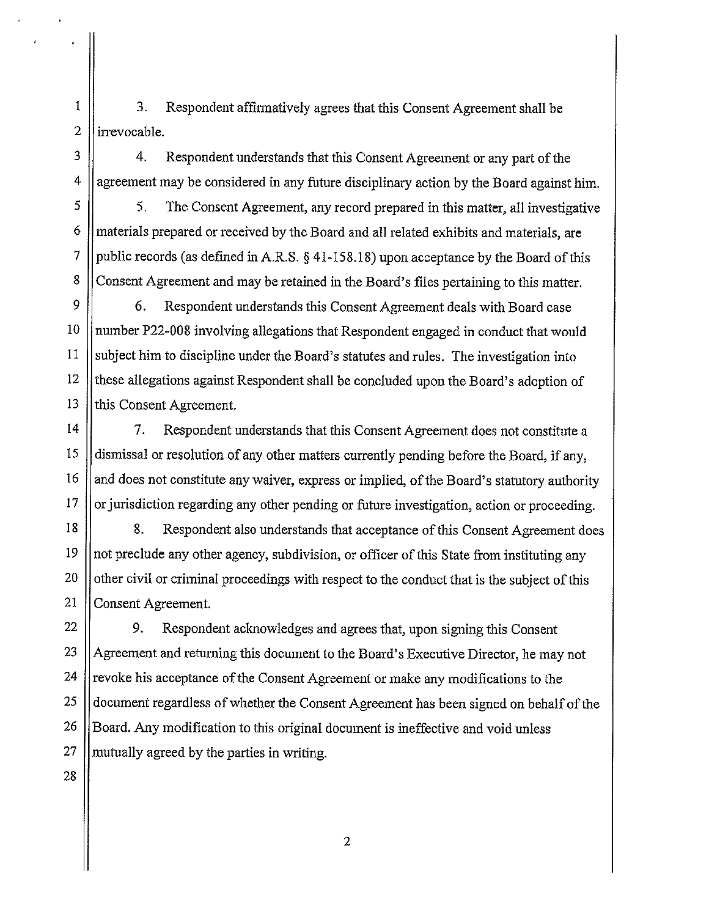3. Respondent affirmatively agrees that this Consent Agreement shall be irrevocable.

4. Respondent understands that this Consent Agreement or any part of the agreement may be considered in any future disciplinary action by the Board against him.

5. The Consent Agreement, any record prepared in this matter, all investigative materials prepared or received by the Board and all related exhibits and materials, are public records (as defined in A.R.S. § 41-158.18) upon acceptance by the Board of this Consent Agreement and may be retained in the Board's files pertaining to this matter.

6. Respondent understands this Consent Agreement deals with Board case number P22-008 involving allegations that Respondent engaged in conduct that would subject him to discipline under the Board's statutes and rules. The investigation into these allegations against Respondent shall be concluded upon the Board's adoption of this Consent Agreement.

7. Respondent understands that this Consent Agreement does not constitute a dismissal or resolution of any other matters currently pending before the Board, if any, and does not constitute any waiver, express or implied, of the Board's statutory authority or jurisdiction regarding any other pending or future investigation, action or proceeding.

8. Respondent also understands that acceptance of this Consent Agreement does not preclude any other agency, subdivision, or officer of this State from instituting any other civil or criminal proceedings with respect to the conduct that is the subject of this Consent Agreement.

9. Respondent acknowledges and agrees that, upon signing this Consent Agreement and returning this document to the Board's Executive Director, he may not revoke his acceptance of the Consent Agreement or make any modifications to the document regardless of whether the Consent Agreement has been signed on behalf of the Board. Any modification to this original document is ineffective and void unless mutually agreed by the parties in writing.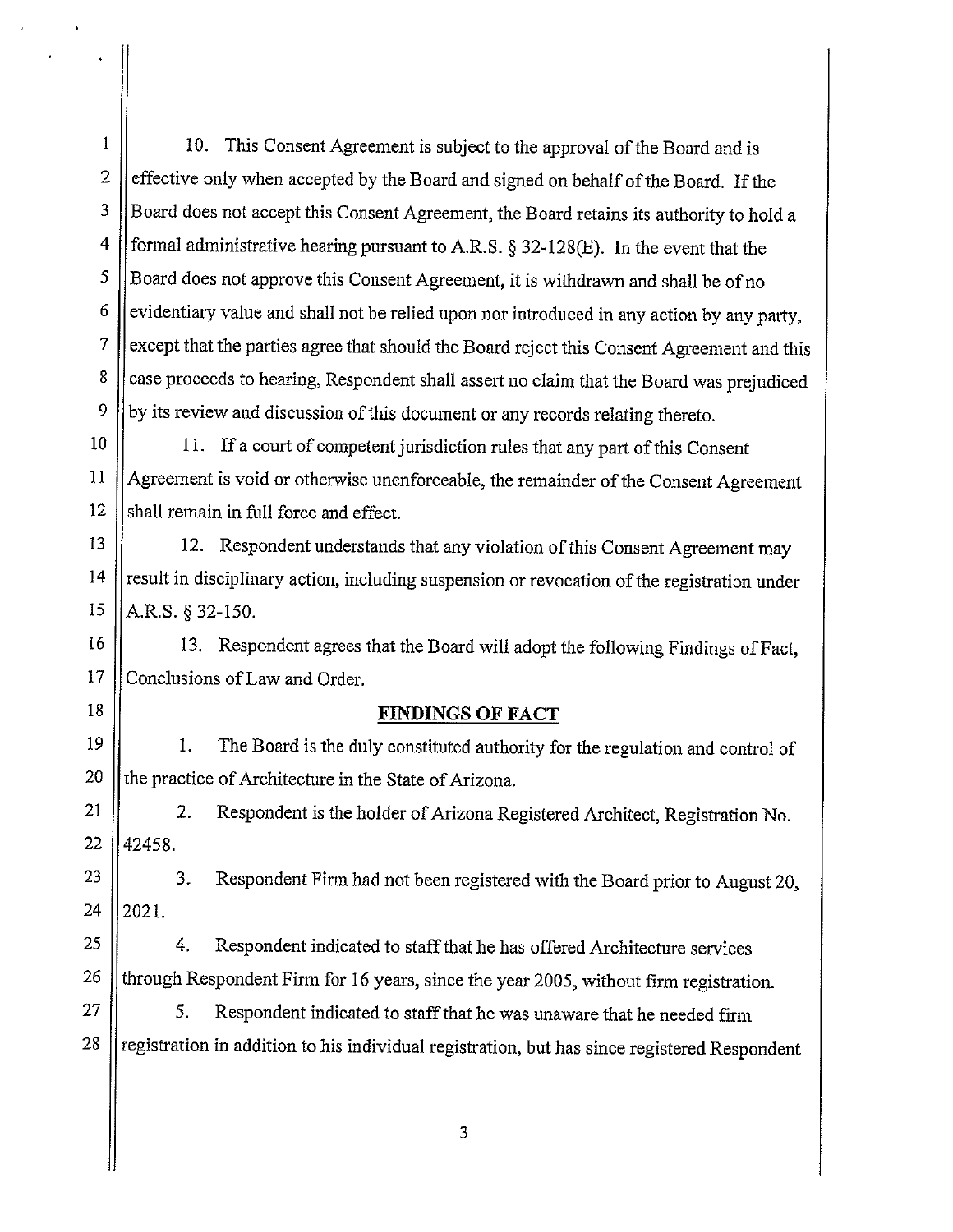10. This Consent Agreement is subject to the approval of the Board and is effective only when accepted by the Board and signed on behalf of the Board. If the Board does not accept this Consent Agreement, the Board retains its authority to hold a formal administrative hearing pursuant to A.R.S. § 32-128(E). In the event that the Board does not approve this Consent Agreement, it is withdrawn and shall be of no evidentiary value and shall not be relied upon nor introduced in any action by any party, except that the parties agree that should the Board reject this Consent Agreement and this case proceeds to hearing, Respondent shall assert no claim that the Board was prejudiced by its review and discussion of this document or any records relating thereto.

11. If a court of competent jurisdiction rules that any part of this Consent Agreement is void or otherwise unenforceable, the remainder of the Consent Agreement shall remain in full force and effect.

12. Respondent understands that any violation of this Consent Agreement may result in disciplinary action, including suspension or revocation of the registration under A.R.S. § 32-150.

13. Respondent agrees that the Board will adopt the following Findings of Fact, Conclusions of Law and Order.

## FINDINGS OF FACT

1. The Board is the duly constituted authority for the regulation and control of the practice of Architecture in the State of Arizona.

2. Respondent is the holder of Arizona Registered Architect, Registration No. 42458.

3. Respondent Firm had not been registered with the Board prior to August 20, 2021.

4. Respondent indicated to staff that he has offered Architecture services through Respondent Firm for 16 years, since the year 2005, without firm registration.

5. Respondent indicated to staff that he was unaware that he needed firm registration in addition to his individual registration, but has since registered Respondent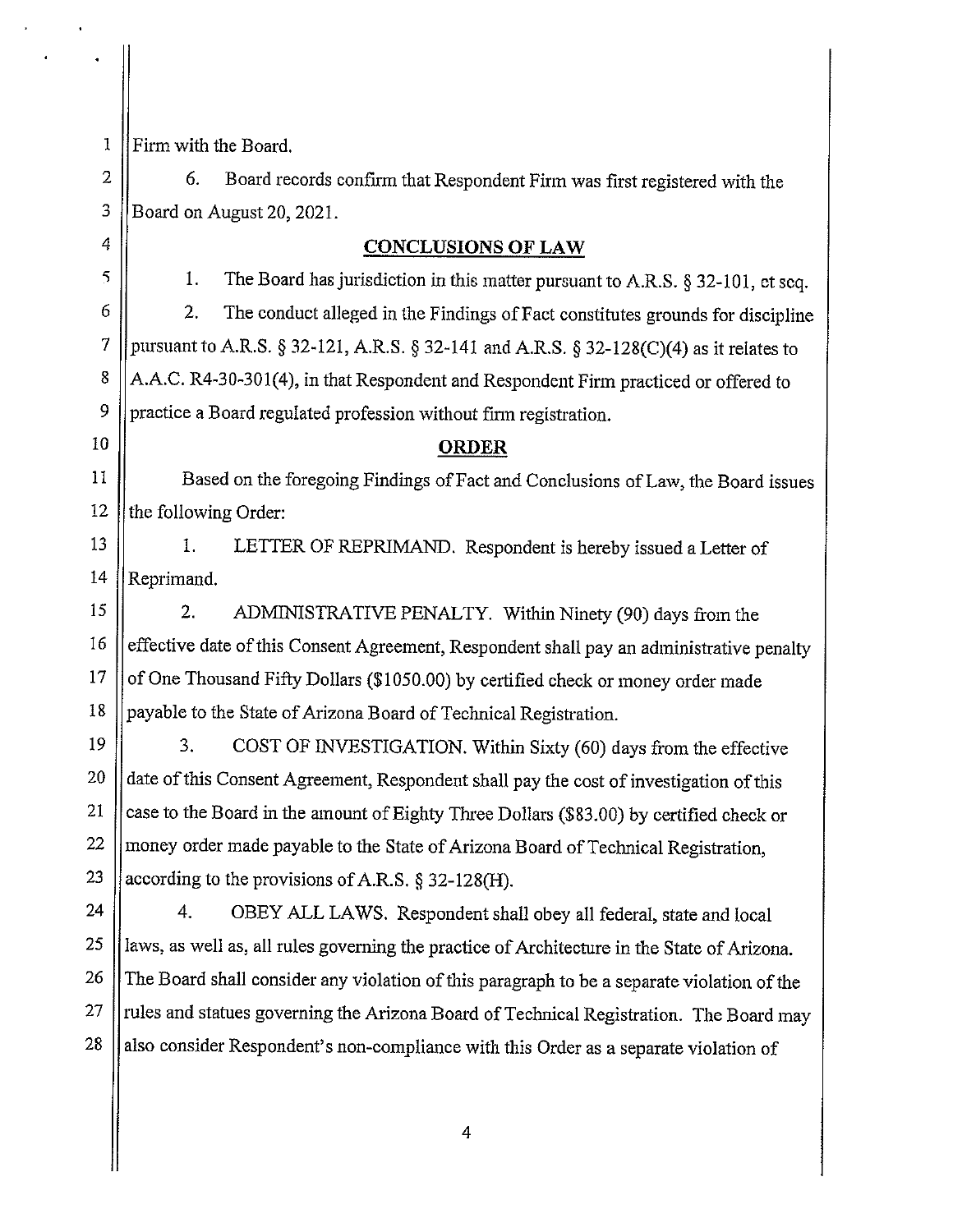Firm with the Board.

6. Board records confirm that Respondent Firm was first registered with the Board on August 20, 2021.

## CONCLUSIONS OF LAW

1. The Board has jurisdiction in this matter pursuant to A.R.S. § 32-101, et seq.

2. The conduct alleged in the Findings of Fact constitutes grounds for discipline pursuant to A.R.S. § 32-121, A.R.S. § 32-141 and A.R.S. § 32-128(C)(4) as it relates to A.A.C. R4-30-301(4), in that Respondent and Respondent Firm practiced or offered to practice a Board regulated profession without firm registration.

## ORDER

Based on the foregoing Findings of Fact and Conclusions of Law, the Board issues the following Order:

1. LETTER OF REPRIMAND. Respondent is hereby issued a Letter of Reprimand.

2. ADMINISTRATIVE PENALTY. Within Ninety (90) days from the effective date of this Consent Agreement, Respondent shall pay an administrative penalty of One Thousand Fifty Dollars ($1050.00) by certified check or money order made payable to the State of Arizona Board of Technical Registration.

3. COST OF INVESTIGATION. Within Sixty (60) days from the effective date of this Consent Agreement, Respondent shall pay the cost of investigation of this case to the Board in the amount of Eighty Three Dollars ($83.00) by certified check or money order made payable to the State of Arizona Board of Technical Registration, according to the provisions of A.R.S. § 32-128(H).

4. OBEY ALL LAWS. Respondent shall obey all federal, state and local laws, as well as, all rules governing the practice of Architecture in the State of Arizona. The Board shall consider any violation of this paragraph to be a separate violation of the rules and statues governing the Arizona Board of Technical Registration. The Board may also consider Respondent's non-compliance with this Order as a separate violation of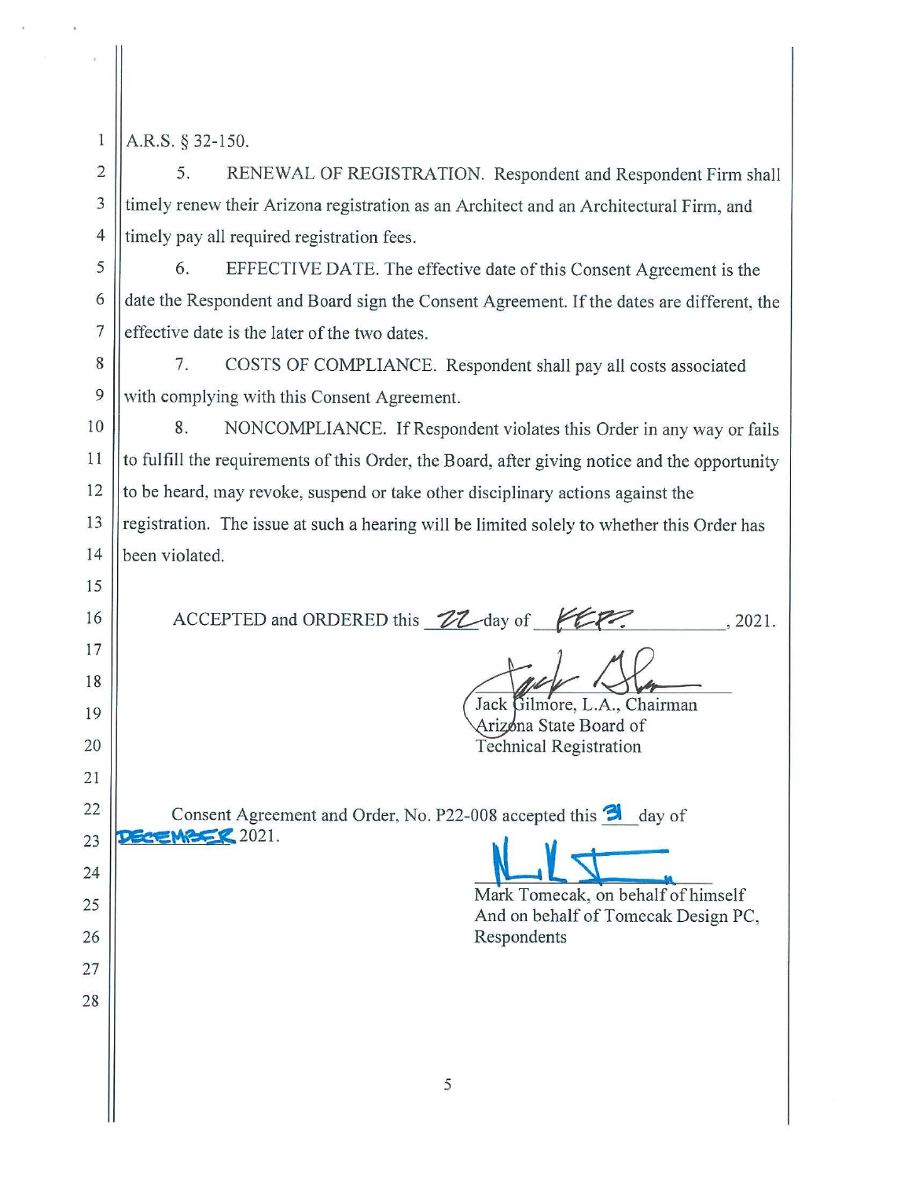A.R.S. § 32-150.

5. RENEWAL OF REGISTRATION. Respondent and Respondent Firm shall timely renew their Arizona registration as an Architect and an Architectural Firm, and timely pay all required registration fees.

6. EFFECTIVE DATE. The effective date of this Consent Agreement is the date the Respondent and Board sign the Consent Agreement. If the dates are different, the effective date is the later of the two dates.

7. COSTS OF COMPLIANCE. Respondent shall pay all costs associated with complying with this Consent Agreement.

8. NONCOMPLIANCE. If Respondent violates this Order in any way or fails to fulfill the requirements of this Order, the Board, after giving notice and the opportunity to be heard, may revoke, suspend or take other disciplinary actions against the registration. The issue at such a hearing will be limited solely to whether this Order has been violated.

ACCEPTED and ORDERED this 22 day of FEB, 2021.

Jack Gilmore, L.A., Chairman
Arizona State Board of
Technical Registration

Consent Agreement and Order, No. P22-008 accepted this 31 day of DECEMBER 2021.

Mark Tomecak, on behalf of himself
And on behalf of Tomecak Design PC,
Respondents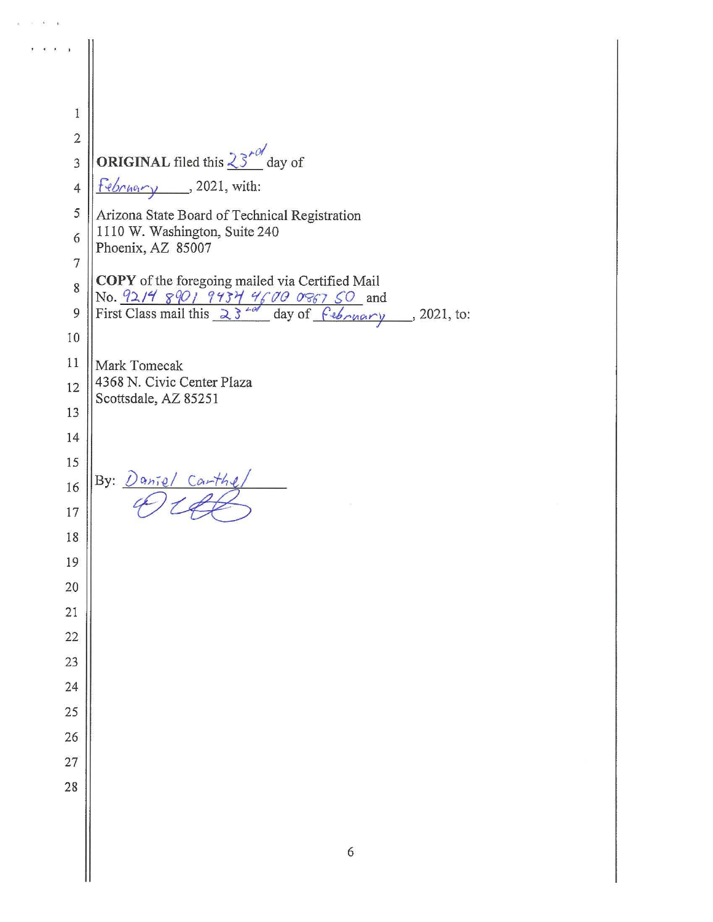**ORIGINAL** filed this 23rd day of February, 2021, with:

Arizona State Board of Technical Registration
1110 W. Washington, Suite 240
Phoenix, AZ 85007

**COPY** of the foregoing mailed via Certified Mail No. 9214 8901 9434 4600 0867 50 and First Class mail this 23rd day of February, 2021, to:

Mark Tomecak
4368 N. Civic Center Plaza
Scottsdale, AZ 85251

By: Daniel Carthel